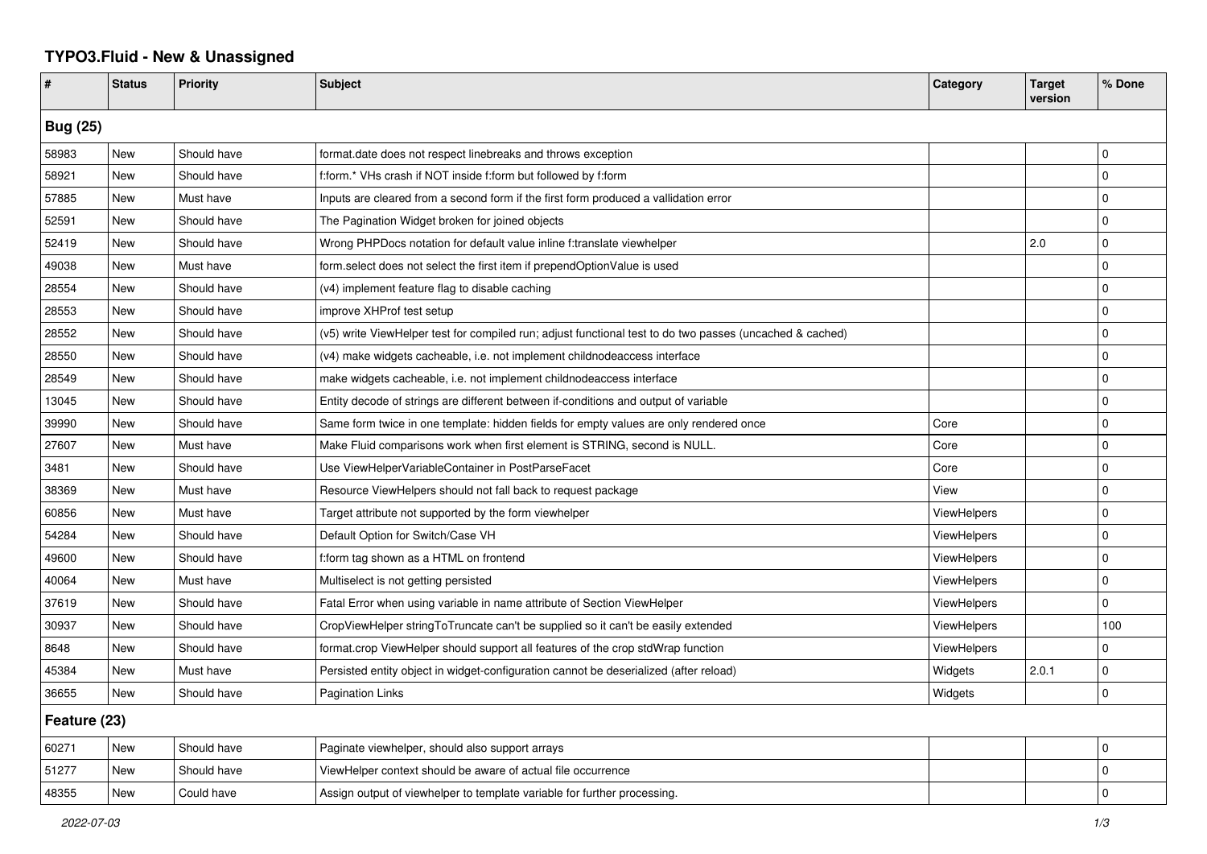# TYPO3.Fluid - New & Unassigned

| # | Status | Priority | Subject | Category | Target version | % Done |
|---|---|---|---|---|---|---|
| **Bug (25)** | | | | | | |
| 58983 | New | Should have | format.date does not respect linebreaks and throws exception | | | 0 |
| 58921 | New | Should have | f:form.* VHs crash if NOT inside f:form but followed by f:form | | | 0 |
| 57885 | New | Must have | Inputs are cleared from a second form if the first form produced a vallidation error | | | 0 |
| 52591 | New | Should have | The Pagination Widget broken for joined objects | | | 0 |
| 52419 | New | Should have | Wrong PHPDocs notation for default value inline f:translate viewhelper | | 2.0 | 0 |
| 49038 | New | Must have | form.select does not select the first item if prependOptionValue is used | | | 0 |
| 28554 | New | Should have | (v4) implement feature flag to disable caching | | | 0 |
| 28553 | New | Should have | improve XHProf test setup | | | 0 |
| 28552 | New | Should have | (v5) write ViewHelper test for compiled run; adjust functional test to do two passes (uncached & cached) | | | 0 |
| 28550 | New | Should have | (v4) make widgets cacheable, i.e. not implement childnodeaccess interface | | | 0 |
| 28549 | New | Should have | make widgets cacheable, i.e. not implement childnodeaccess interface | | | 0 |
| 13045 | New | Should have | Entity decode of strings are different between if-conditions and output of variable | | | 0 |
| 39990 | New | Should have | Same form twice in one template: hidden fields for empty values are only rendered once | Core | | 0 |
| 27607 | New | Must have | Make Fluid comparisons work when first element is STRING, second is NULL. | Core | | 0 |
| 3481 | New | Should have | Use ViewHelperVariableContainer in PostParseFacet | Core | | 0 |
| 38369 | New | Must have | Resource ViewHelpers should not fall back to request package | View | | 0 |
| 60856 | New | Must have | Target attribute not supported by the form viewhelper | ViewHelpers | | 0 |
| 54284 | New | Should have | Default Option for Switch/Case VH | ViewHelpers | | 0 |
| 49600 | New | Should have | f:form tag shown as a HTML on frontend | ViewHelpers | | 0 |
| 40064 | New | Must have | Multiselect is not getting persisted | ViewHelpers | | 0 |
| 37619 | New | Should have | Fatal Error when using variable in name attribute of Section ViewHelper | ViewHelpers | | 0 |
| 30937 | New | Should have | CropViewHelper stringToTruncate can't be supplied so it can't be easily extended | ViewHelpers | | 100 |
| 8648 | New | Should have | format.crop ViewHelper should support all features of the crop stdWrap function | ViewHelpers | | 0 |
| 45384 | New | Must have | Persisted entity object in widget-configuration cannot be deserialized (after reload) | Widgets | 2.0.1 | 0 |
| 36655 | New | Should have | Pagination Links | Widgets | | 0 |
| **Feature (23)** | | | | | | |
| 60271 | New | Should have | Paginate viewhelper, should also support arrays | | | 0 |
| 51277 | New | Should have | ViewHelper context should be aware of actual file occurrence | | | 0 |
| 48355 | New | Could have | Assign output of viewhelper to template variable for further processing. | | | 0 |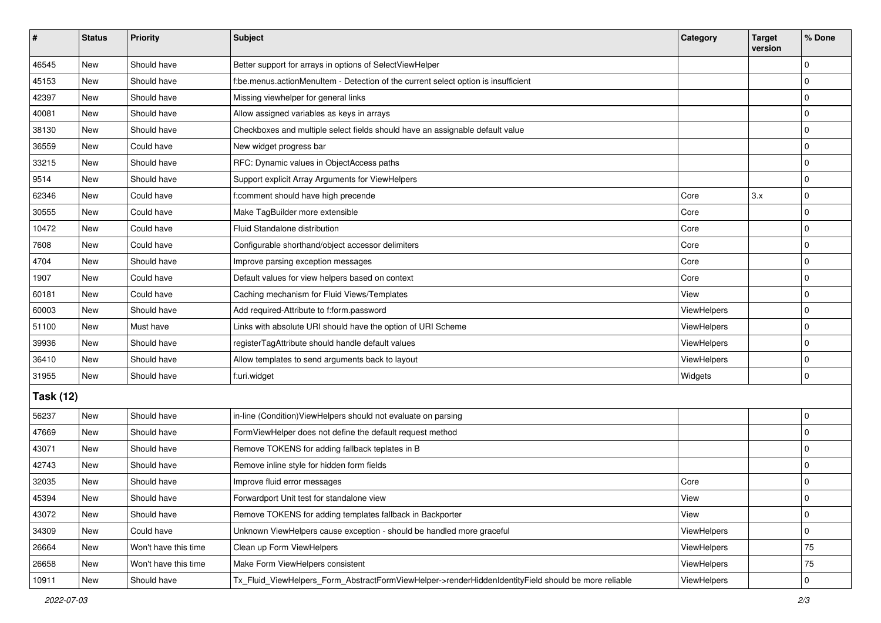| # | Status | Priority | Subject | Category | Target version | % Done |
|---|---|---|---|---|---|---|
| 46545 | New | Should have | Better support for arrays in options of SelectViewHelper | | | 0 |
| 45153 | New | Should have | f:be.menus.actionMenuItem - Detection of the current select option is insufficient | | | 0 |
| 42397 | New | Should have | Missing viewhelper for general links | | | 0 |
| 40081 | New | Should have | Allow assigned variables as keys in arrays | | | 0 |
| 38130 | New | Should have | Checkboxes and multiple select fields should have an assignable default value | | | 0 |
| 36559 | New | Could have | New widget progress bar | | | 0 |
| 33215 | New | Should have | RFC: Dynamic values in ObjectAccess paths | | | 0 |
| 9514 | New | Should have | Support explicit Array Arguments for ViewHelpers | | | 0 |
| 62346 | New | Could have | f:comment should have high precende | Core | 3.x | 0 |
| 30555 | New | Could have | Make TagBuilder more extensible | Core | | 0 |
| 10472 | New | Could have | Fluid Standalone distribution | Core | | 0 |
| 7608 | New | Could have | Configurable shorthand/object accessor delimiters | Core | | 0 |
| 4704 | New | Should have | Improve parsing exception messages | Core | | 0 |
| 1907 | New | Could have | Default values for view helpers based on context | Core | | 0 |
| 60181 | New | Could have | Caching mechanism for Fluid Views/Templates | View | | 0 |
| 60003 | New | Should have | Add required-Attribute to f:form.password | ViewHelpers | | 0 |
| 51100 | New | Must have | Links with absolute URI should have the option of URI Scheme | ViewHelpers | | 0 |
| 39936 | New | Should have | registerTagAttribute should handle default values | ViewHelpers | | 0 |
| 36410 | New | Should have | Allow templates to send arguments back to layout | ViewHelpers | | 0 |
| 31955 | New | Should have | f:uri.widget | Widgets | | 0 |

**Task (12)**

| # | Status | Priority | Subject | Category | Target version | % Done |
|---|---|---|---|---|---|---|
| 56237 | New | Should have | in-line (Condition)ViewHelpers should not evaluate on parsing | | | 0 |
| 47669 | New | Should have | FormViewHelper does not define the default request method | | | 0 |
| 43071 | New | Should have | Remove TOKENS for adding fallback teplates in B | | | 0 |
| 42743 | New | Should have | Remove inline style for hidden form fields | | | 0 |
| 32035 | New | Should have | Improve fluid error messages | Core | | 0 |
| 45394 | New | Should have | Forwardport Unit test for standalone view | View | | 0 |
| 43072 | New | Should have | Remove TOKENS for adding templates fallback in Backporter | View | | 0 |
| 34309 | New | Could have | Unknown ViewHelpers cause exception - should be handled more graceful | ViewHelpers | | 0 |
| 26664 | New | Won't have this time | Clean up Form ViewHelpers | ViewHelpers | | 75 |
| 26658 | New | Won't have this time | Make Form ViewHelpers consistent | ViewHelpers | | 75 |
| 10911 | New | Should have | Tx_Fluid_ViewHelpers_Form_AbstractFormViewHelper->renderHiddenIdentityField should be more reliable | ViewHelpers | | 0 |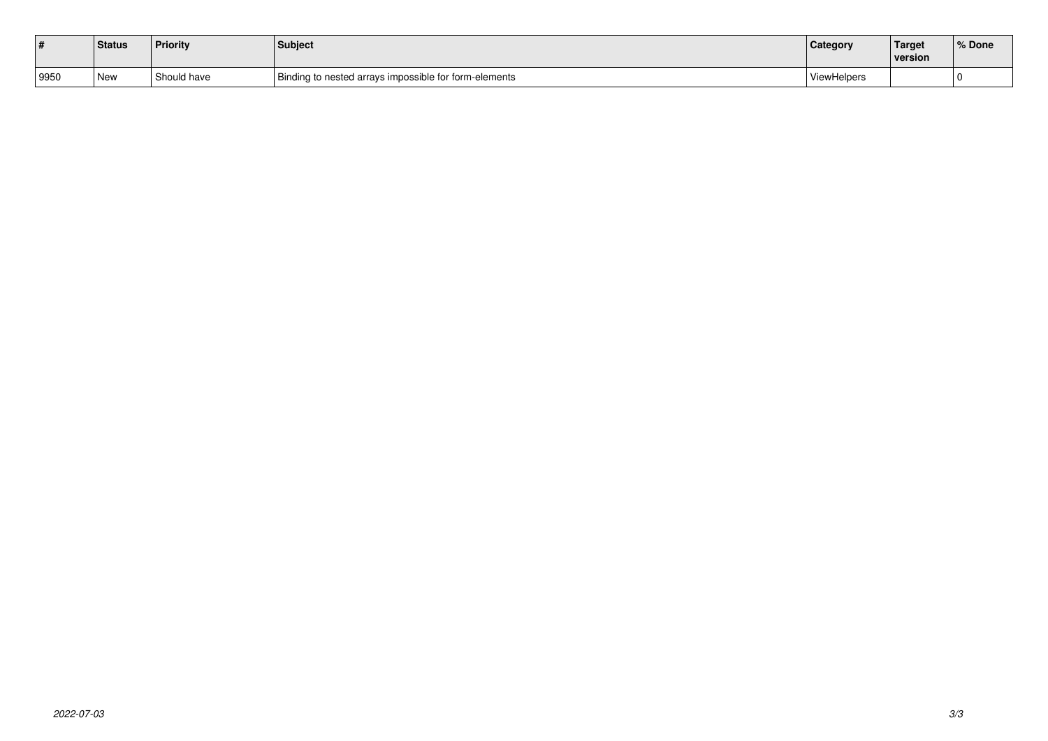| # | Status | Priority | Subject | Category | Target version | % Done |
|---|---|---|---|---|---|---|
| 9950 | New | Should have | Binding to nested arrays impossible for form-elements | ViewHelpers | | 0 |

*2022-07-03*